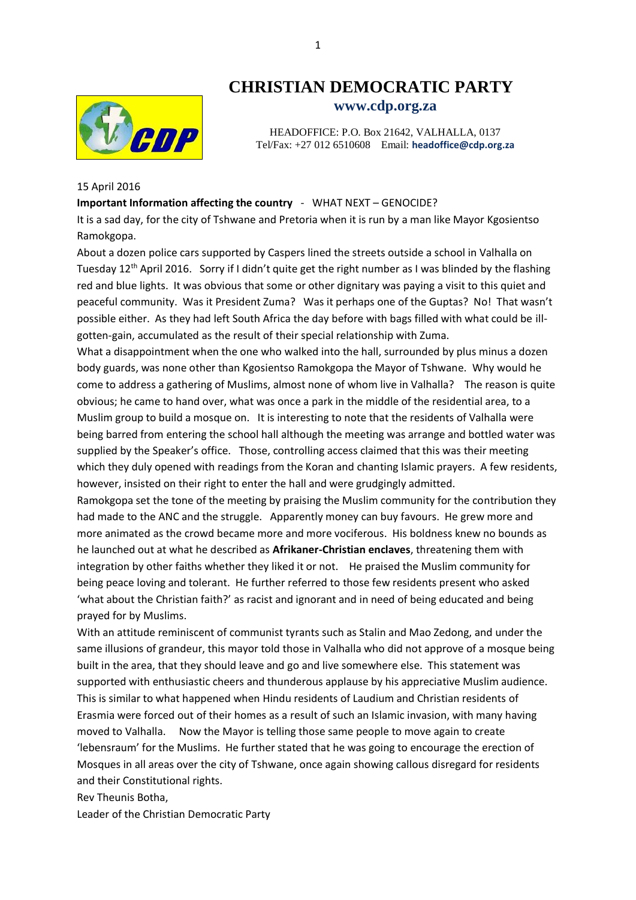# CHRISTIAN DEMOCRATIC PARTY

**www.cdp.org.za**

HEADOFFICE: P.O. Box 21642, VALHALLA, 0137
Tel/Fax: +27 012 6510608 Email: **headoffice@cdp.org.za**

15 April 2016

**Important Information affecting the country** - WHAT NEXT – GENOCIDE?

It is a sad day, for the city of Tshwane and Pretoria when it is run by a man like Mayor Kgosientso Ramokgopa.

About a dozen police cars supported by Caspers lined the streets outside a school in Valhalla on Tuesday 12th April 2016. Sorry if I didn't quite get the right number as I was blinded by the flashing red and blue lights. It was obvious that some or other dignitary was paying a visit to this quiet and peaceful community. Was it President Zuma? Was it perhaps one of the Guptas? No! That wasn't possible either. As they had left South Africa the day before with bags filled with what could be ill-gotten-gain, accumulated as the result of their special relationship with Zuma.

What a disappointment when the one who walked into the hall, surrounded by plus minus a dozen body guards, was none other than Kgosientso Ramokgopa the Mayor of Tshwane. Why would he come to address a gathering of Muslims, almost none of whom live in Valhalla? The reason is quite obvious; he came to hand over, what was once a park in the middle of the residential area, to a Muslim group to build a mosque on. It is interesting to note that the residents of Valhalla were being barred from entering the school hall although the meeting was arrange and bottled water was supplied by the Speaker's office. Those, controlling access claimed that this was their meeting which they duly opened with readings from the Koran and chanting Islamic prayers. A few residents, however, insisted on their right to enter the hall and were grudgingly admitted.

Ramokgopa set the tone of the meeting by praising the Muslim community for the contribution they had made to the ANC and the struggle. Apparently money can buy favours. He grew more and more animated as the crowd became more and more vociferous. His boldness knew no bounds as he launched out at what he described as **Afrikaner-Christian enclaves**, threatening them with integration by other faiths whether they liked it or not. He praised the Muslim community for being peace loving and tolerant. He further referred to those few residents present who asked 'what about the Christian faith?' as racist and ignorant and in need of being educated and being prayed for by Muslims.

With an attitude reminiscent of communist tyrants such as Stalin and Mao Zedong, and under the same illusions of grandeur, this mayor told those in Valhalla who did not approve of a mosque being built in the area, that they should leave and go and live somewhere else. This statement was supported with enthusiastic cheers and thunderous applause by his appreciative Muslim audience. This is similar to what happened when Hindu residents of Laudium and Christian residents of Erasmia were forced out of their homes as a result of such an Islamic invasion, with many having moved to Valhalla. Now the Mayor is telling those same people to move again to create 'lebensraum' for the Muslims. He further stated that he was going to encourage the erection of Mosques in all areas over the city of Tshwane, once again showing callous disregard for residents and their Constitutional rights.

Rev Theunis Botha,
Leader of the Christian Democratic Party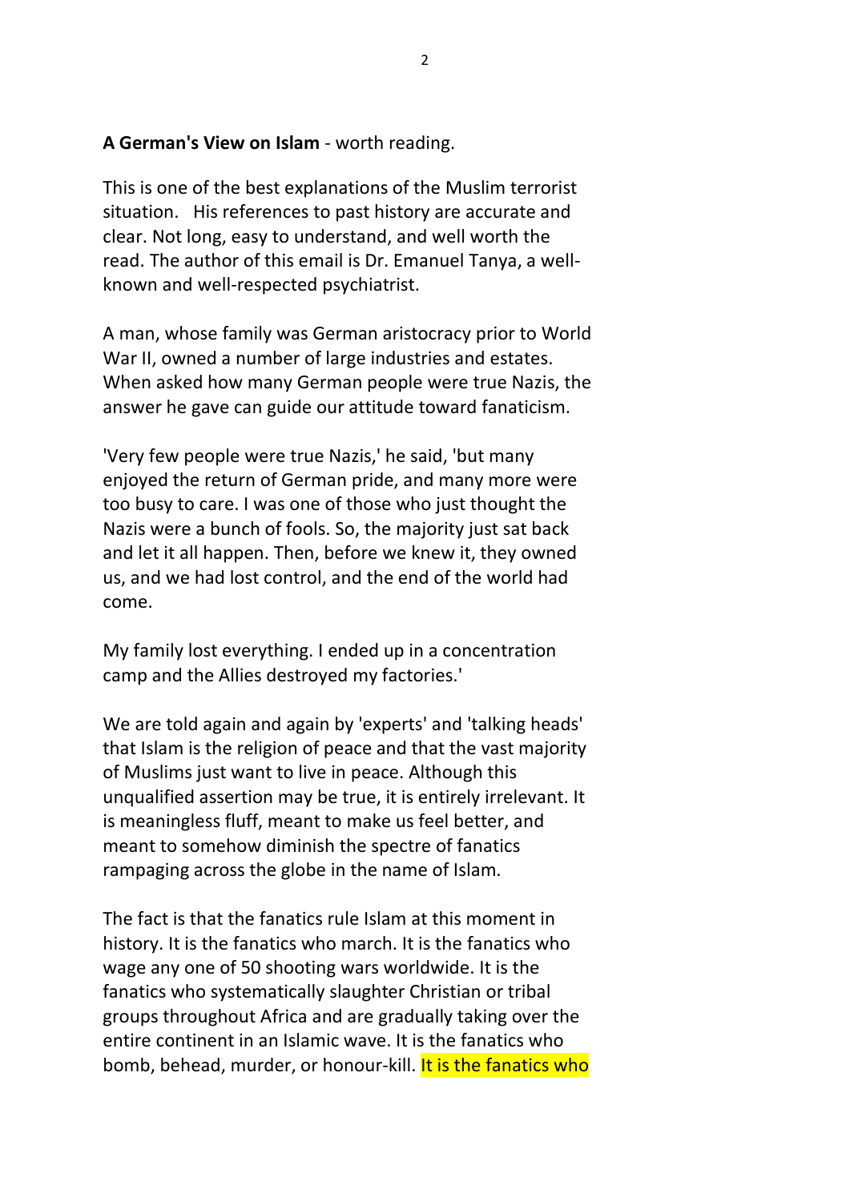**A German's View on Islam** - worth reading.

This is one of the best explanations of the Muslim terrorist situation.   His references to past history are accurate and clear. Not long, easy to understand, and well worth the read. The author of this email is Dr. Emanuel Tanya, a well-known and well-respected psychiatrist.

A man, whose family was German aristocracy prior to World War II, owned a number of large industries and estates. When asked how many German people were true Nazis, the answer he gave can guide our attitude toward fanaticism.

'Very few people were true Nazis,' he said, 'but many enjoyed the return of German pride, and many more were too busy to care. I was one of those who just thought the Nazis were a bunch of fools. So, the majority just sat back and let it all happen. Then, before we knew it, they owned us, and we had lost control, and the end of the world had come.

My family lost everything. I ended up in a concentration camp and the Allies destroyed my factories.'

We are told again and again by 'experts' and 'talking heads' that Islam is the religion of peace and that the vast majority of Muslims just want to live in peace. Although this unqualified assertion may be true, it is entirely irrelevant. It is meaningless fluff, meant to make us feel better, and meant to somehow diminish the spectre of fanatics rampaging across the globe in the name of Islam.

The fact is that the fanatics rule Islam at this moment in history. It is the fanatics who march. It is the fanatics who wage any one of 50 shooting wars worldwide. It is the fanatics who systematically slaughter Christian or tribal groups throughout Africa and are gradually taking over the entire continent in an Islamic wave. It is the fanatics who bomb, behead, murder, or honour-kill. It is the fanatics who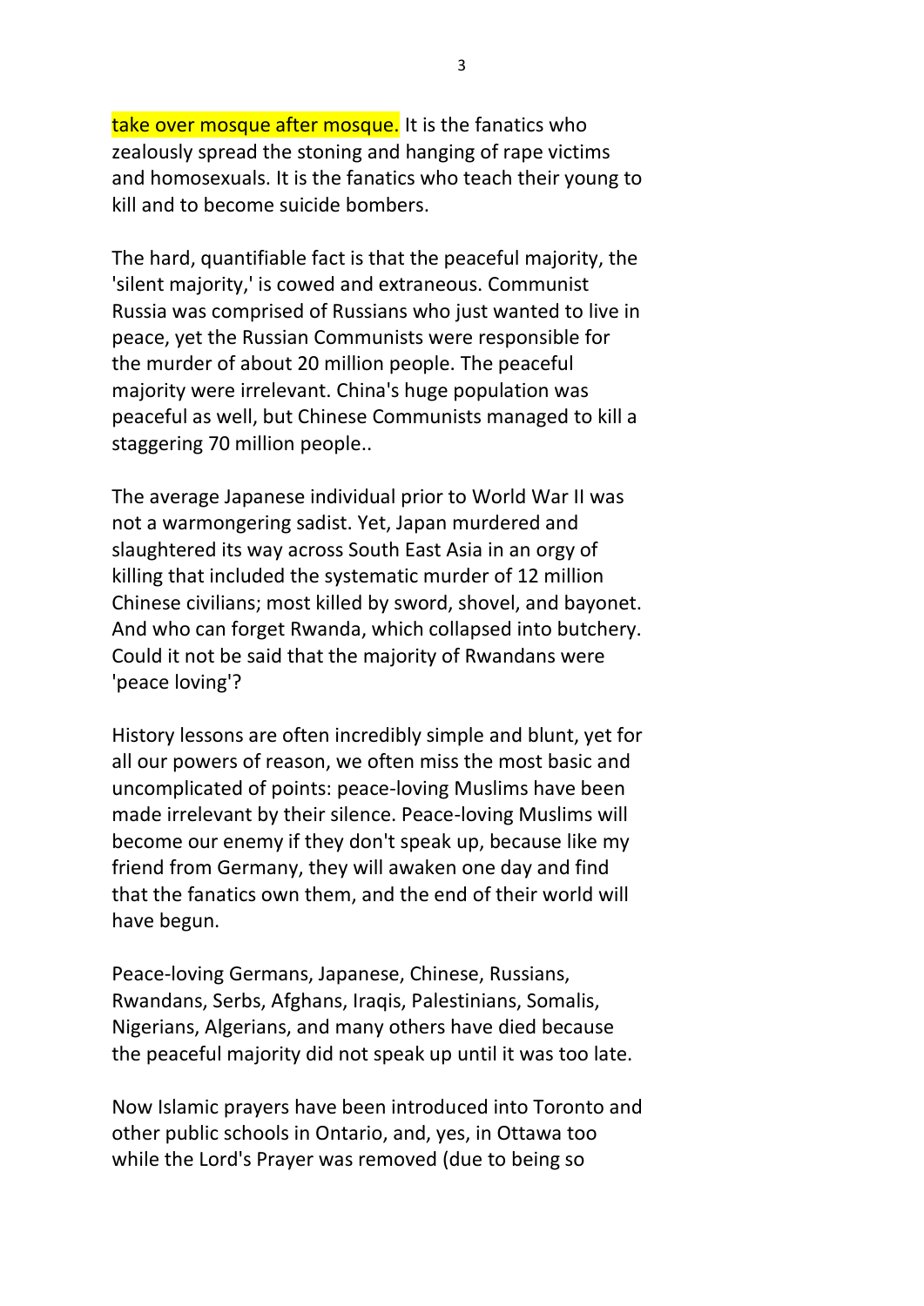take over mosque after mosque. It is the fanatics who zealously spread the stoning and hanging of rape victims and homosexuals. It is the fanatics who teach their young to kill and to become suicide bombers.

The hard, quantifiable fact is that the peaceful majority, the 'silent majority,' is cowed and extraneous. Communist Russia was comprised of Russians who just wanted to live in peace, yet the Russian Communists were responsible for the murder of about 20 million people. The peaceful majority were irrelevant. China's huge population was peaceful as well, but Chinese Communists managed to kill a staggering 70 million people..

The average Japanese individual prior to World War II was not a warmongering sadist. Yet, Japan murdered and slaughtered its way across South East Asia in an orgy of killing that included the systematic murder of 12 million Chinese civilians; most killed by sword, shovel, and bayonet. And who can forget Rwanda, which collapsed into butchery. Could it not be said that the majority of Rwandans were 'peace loving'?

History lessons are often incredibly simple and blunt, yet for all our powers of reason, we often miss the most basic and uncomplicated of points: peace-loving Muslims have been made irrelevant by their silence. Peace-loving Muslims will become our enemy if they don't speak up, because like my friend from Germany, they will awaken one day and find that the fanatics own them, and the end of their world will have begun.

Peace-loving Germans, Japanese, Chinese, Russians, Rwandans, Serbs, Afghans, Iraqis, Palestinians, Somalis, Nigerians, Algerians, and many others have died because the peaceful majority did not speak up until it was too late.

Now Islamic prayers have been introduced into Toronto and other public schools in Ontario, and, yes, in Ottawa too while the Lord's Prayer was removed (due to being so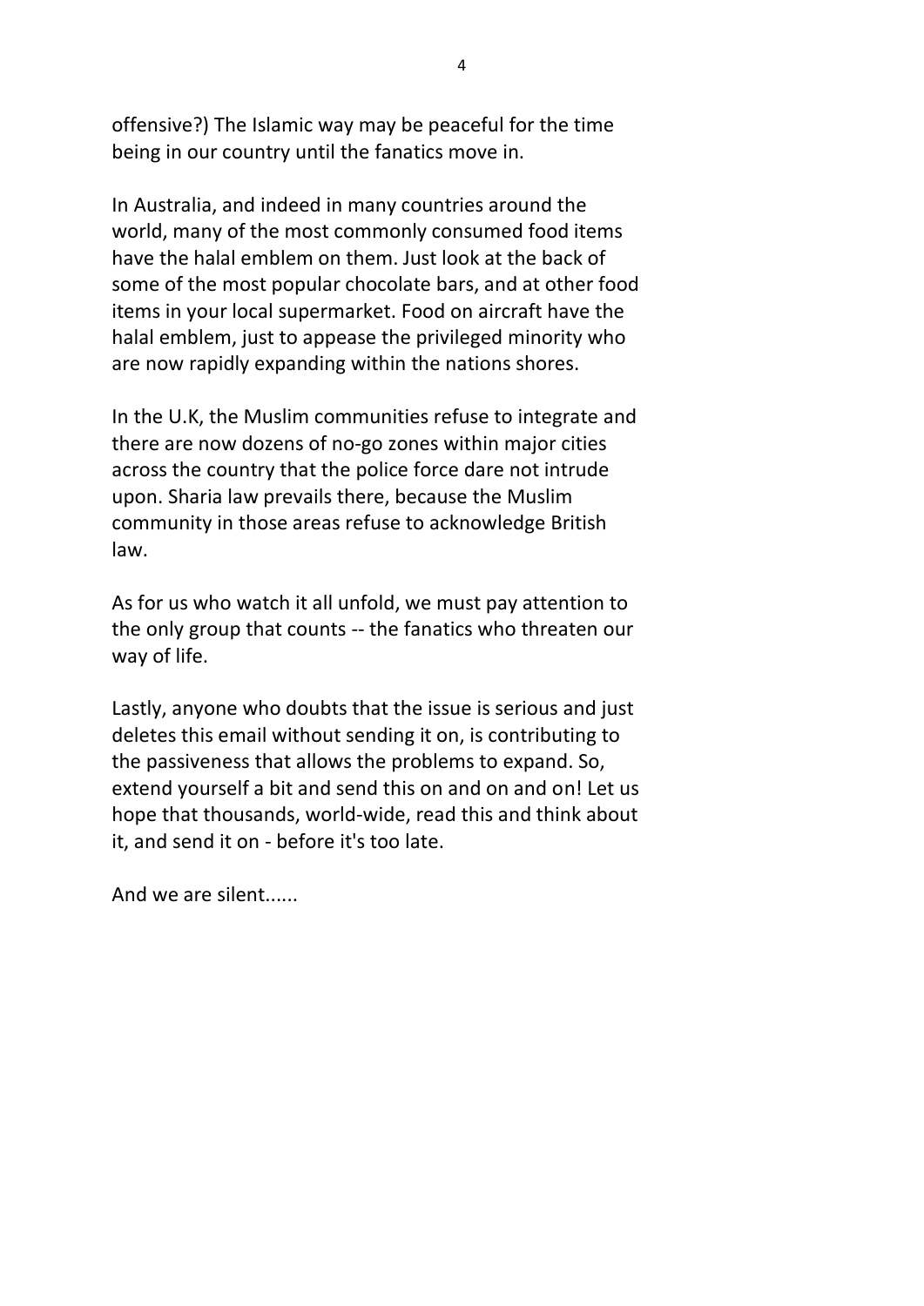offensive?) The Islamic way may be peaceful for the time being in our country until the fanatics move in.

In Australia, and indeed in many countries around the world, many of the most commonly consumed food items have the halal emblem on them. Just look at the back of some of the most popular chocolate bars, and at other food items in your local supermarket. Food on aircraft have the halal emblem, just to appease the privileged minority who are now rapidly expanding within the nations shores.

In the U.K, the Muslim communities refuse to integrate and there are now dozens of no-go zones within major cities across the country that the police force dare not intrude upon. Sharia law prevails there, because the Muslim community in those areas refuse to acknowledge British law.

As for us who watch it all unfold, we must pay attention to the only group that counts -- the fanatics who threaten our way of life.

Lastly, anyone who doubts that the issue is serious and just deletes this email without sending it on, is contributing to the passiveness that allows the problems to expand. So, extend yourself a bit and send this on and on and on! Let us hope that thousands, world-wide, read this and think about it, and send it on - before it's too late.

And we are silent......